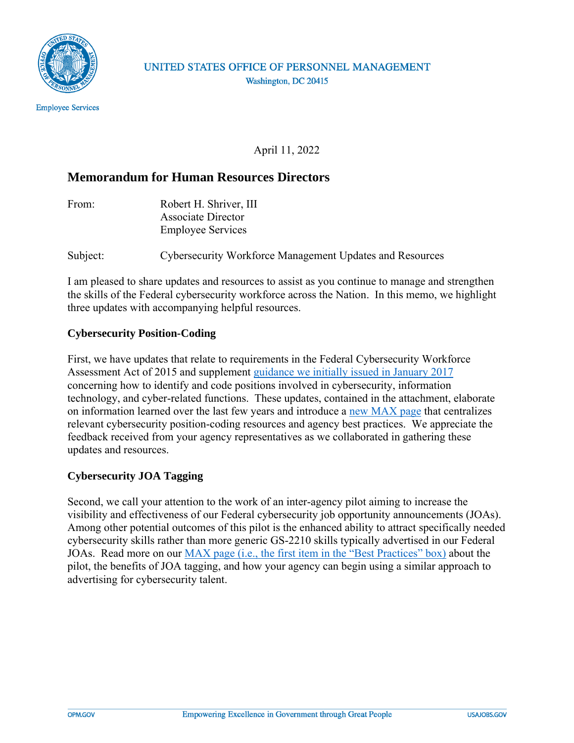UNITED STATES OFFICE OF PERSONNEL MANAGEMENT
Washington, DC 20415

Employee Services

April 11, 2022

## Memorandum for Human Resources Directors

From: Robert H. Shriver, III
Associate Director
Employee Services

Subject: Cybersecurity Workforce Management Updates and Resources

I am pleased to share updates and resources to assist as you continue to manage and strengthen the skills of the Federal cybersecurity workforce across the Nation. In this memo, we highlight three updates with accompanying helpful resources.

### Cybersecurity Position-Coding

First, we have updates that relate to requirements in the Federal Cybersecurity Workforce Assessment Act of 2015 and supplement guidance we initially issued in January 2017 concerning how to identify and code positions involved in cybersecurity, information technology, and cyber-related functions. These updates, contained in the attachment, elaborate on information learned over the last few years and introduce a new MAX page that centralizes relevant cybersecurity position-coding resources and agency best practices. We appreciate the feedback received from your agency representatives as we collaborated in gathering these updates and resources.

### Cybersecurity JOA Tagging

Second, we call your attention to the work of an inter-agency pilot aiming to increase the visibility and effectiveness of our Federal cybersecurity job opportunity announcements (JOAs). Among other potential outcomes of this pilot is the enhanced ability to attract specifically needed cybersecurity skills rather than more generic GS-2210 skills typically advertised in our Federal JOAs. Read more on our MAX page (i.e., the first item in the "Best Practices" box) about the pilot, the benefits of JOA tagging, and how your agency can begin using a similar approach to advertising for cybersecurity talent.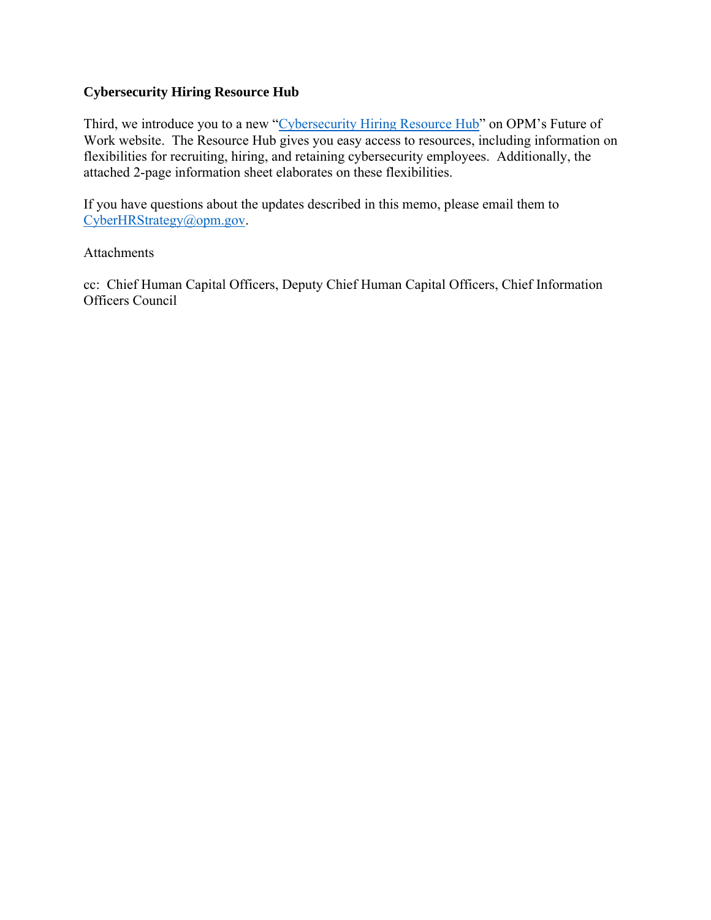**Cybersecurity Hiring Resource Hub**

Third, we introduce you to a new "Cybersecurity Hiring Resource Hub" on OPM's Future of Work website. The Resource Hub gives you easy access to resources, including information on flexibilities for recruiting, hiring, and retaining cybersecurity employees. Additionally, the attached 2-page information sheet elaborates on these flexibilities.

If you have questions about the updates described in this memo, please email them to CyberHRStrategy@opm.gov.

Attachments

cc: Chief Human Capital Officers, Deputy Chief Human Capital Officers, Chief Information Officers Council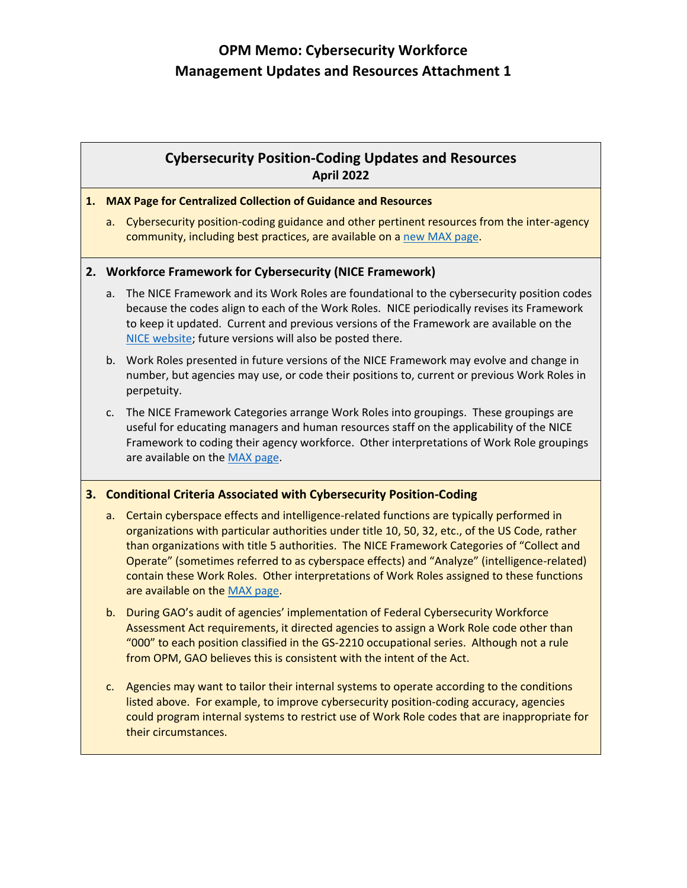# OPM Memo: Cybersecurity Workforce Management Updates and Resources Attachment 1

## Cybersecurity Position-Coding Updates and Resources

**April 2022**

1. **MAX Page for Centralized Collection of Guidance and Resources**

   a. Cybersecurity position-coding guidance and other pertinent resources from the inter-agency community, including best practices, are available on a new MAX page.

2. **Workforce Framework for Cybersecurity (NICE Framework)**

   a. The NICE Framework and its Work Roles are foundational to the cybersecurity position codes because the codes align to each of the Work Roles. NICE periodically revises its Framework to keep it updated. Current and previous versions of the Framework are available on the NICE website; future versions will also be posted there.

   b. Work Roles presented in future versions of the NICE Framework may evolve and change in number, but agencies may use, or code their positions to, current or previous Work Roles in perpetuity.

   c. The NICE Framework Categories arrange Work Roles into groupings. These groupings are useful for educating managers and human resources staff on the applicability of the NICE Framework to coding their agency workforce. Other interpretations of Work Role groupings are available on the MAX page.

3. **Conditional Criteria Associated with Cybersecurity Position-Coding**

   a. Certain cyberspace effects and intelligence-related functions are typically performed in organizations with particular authorities under title 10, 50, 32, etc., of the US Code, rather than organizations with title 5 authorities. The NICE Framework Categories of "Collect and Operate" (sometimes referred to as cyberspace effects) and "Analyze" (intelligence-related) contain these Work Roles. Other interpretations of Work Roles assigned to these functions are available on the MAX page.

   b. During GAO's audit of agencies' implementation of Federal Cybersecurity Workforce Assessment Act requirements, it directed agencies to assign a Work Role code other than "000" to each position classified in the GS-2210 occupational series. Although not a rule from OPM, GAO believes this is consistent with the intent of the Act.

   c. Agencies may want to tailor their internal systems to operate according to the conditions listed above. For example, to improve cybersecurity position-coding accuracy, agencies could program internal systems to restrict use of Work Role codes that are inappropriate for their circumstances.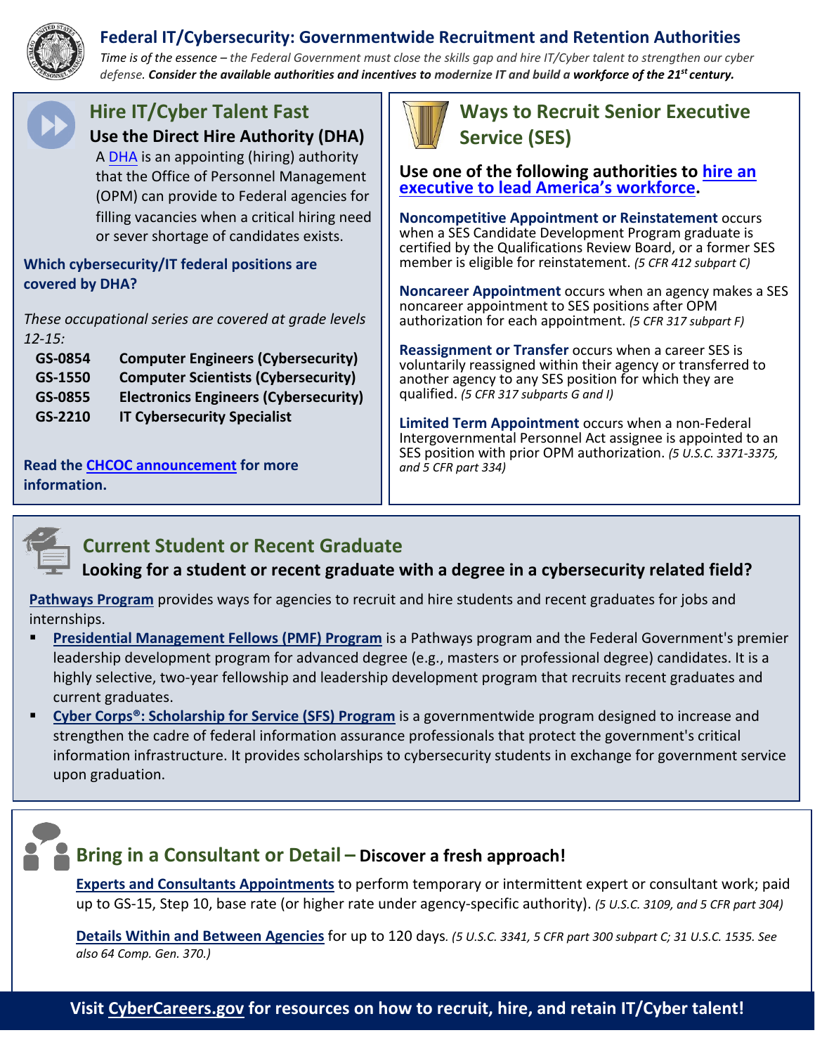# Federal IT/Cybersecurity: Governmentwide Recruitment and Retention Authorities

*Time is of the essence – the Federal Government must close the skills gap and hire IT/Cyber talent to strengthen our cyber defense.* ***Consider the available authorities and incentives to modernize IT and build a workforce of the 21st century.***

## Hire IT/Cyber Talent Fast

### Use the Direct Hire Authority (DHA)

A DHA is an appointing (hiring) authority that the Office of Personnel Management (OPM) can provide to Federal agencies for filling vacancies when a critical hiring need or sever shortage of candidates exists.

**Which cybersecurity/IT federal positions are covered by DHA?**

*These occupational series are covered at grade levels 12-15:*

| | |
|---|---|
| **GS-0854** | **Computer Engineers (Cybersecurity)** |
| **GS-1550** | **Computer Scientists (Cybersecurity)** |
| **GS-0855** | **Electronics Engineers (Cybersecurity)** |
| **GS-2210** | **IT Cybersecurity Specialist** |

**Read the CHCOC announcement for more information.**

## Ways to Recruit Senior Executive Service (SES)

**Use one of the following authorities to hire an executive to lead America's workforce.**

**Noncompetitive Appointment or Reinstatement** occurs when a SES Candidate Development Program graduate is certified by the Qualifications Review Board, or a former SES member is eligible for reinstatement. *(5 CFR 412 subpart C)*

**Noncareer Appointment** occurs when an agency makes a SES noncareer appointment to SES positions after OPM authorization for each appointment. *(5 CFR 317 subpart F)*

**Reassignment or Transfer** occurs when a career SES is voluntarily reassigned within their agency or transferred to another agency to any SES position for which they are qualified. *(5 CFR 317 subparts G and I)*

**Limited Term Appointment** occurs when a non-Federal Intergovernmental Personnel Act assignee is appointed to an SES position with prior OPM authorization. *(5 U.S.C. 3371-3375, and 5 CFR part 334)*

## Current Student or Recent Graduate

### Looking for a student or recent graduate with a degree in a cybersecurity related field?

**Pathways Program** provides ways for agencies to recruit and hire students and recent graduates for jobs and internships.

- **Presidential Management Fellows (PMF) Program** is a Pathways program and the Federal Government's premier leadership development program for advanced degree (e.g., masters or professional degree) candidates. It is a highly selective, two-year fellowship and leadership development program that recruits recent graduates and current graduates.
- **Cyber Corps®: Scholarship for Service (SFS) Program** is a governmentwide program designed to increase and strengthen the cadre of federal information assurance professionals that protect the government's critical information infrastructure. It provides scholarships to cybersecurity students in exchange for government service upon graduation.

## Bring in a Consultant or Detail – Discover a fresh approach!

**Experts and Consultants Appointments** to perform temporary or intermittent expert or consultant work; paid up to GS-15, Step 10, base rate (or higher rate under agency-specific authority). *(5 U.S.C. 3109, and 5 CFR part 304)*

**Details Within and Between Agencies** for up to 120 days*. (5 U.S.C. 3341, 5 CFR part 300 subpart C; 31 U.S.C. 1535. See also 64 Comp. Gen. 370.)*

**Visit CyberCareers.gov for resources on how to recruit, hire, and retain IT/Cyber talent!**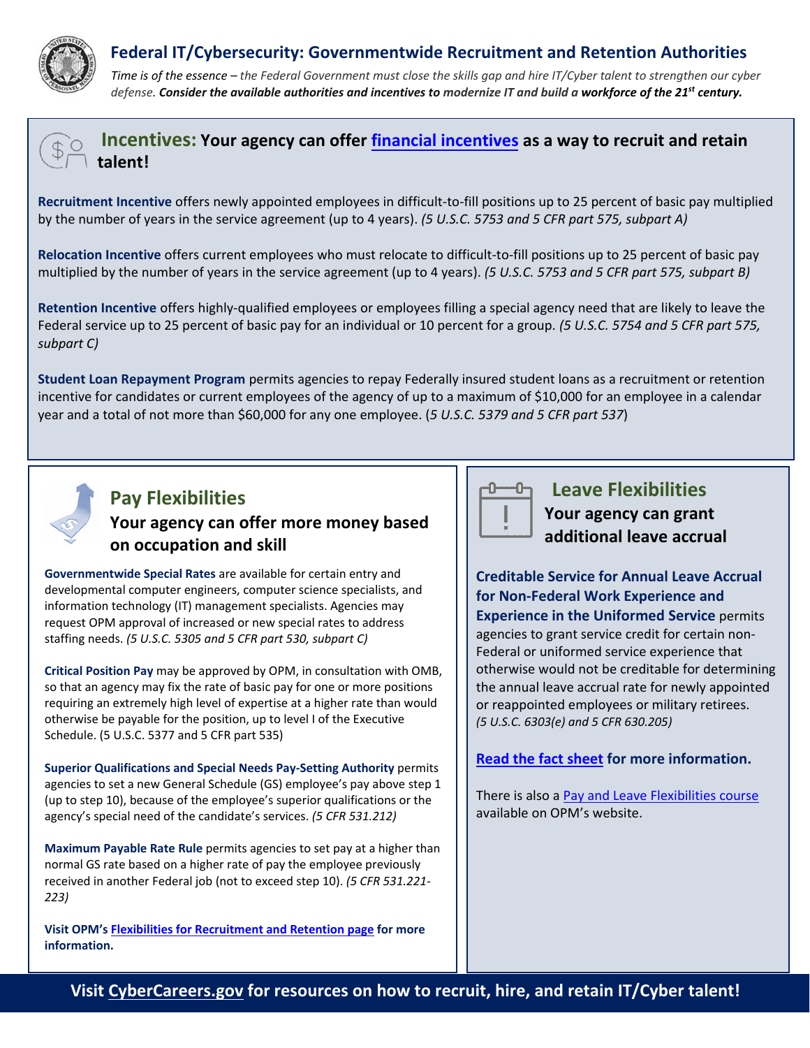# Federal IT/Cybersecurity: Governmentwide Recruitment and Retention Authorities

*Time is of the essence – the Federal Government must close the skills gap and hire IT/Cyber talent to strengthen our cyber defense.* ***Consider the available authorities and incentives to modernize IT and build a workforce of the 21st century.***

## Incentives: Your agency can offer financial incentives as a way to recruit and retain talent!

**Recruitment Incentive** offers newly appointed employees in difficult-to-fill positions up to 25 percent of basic pay multiplied by the number of years in the service agreement (up to 4 years). *(5 U.S.C. 5753 and 5 CFR part 575, subpart A)*

**Relocation Incentive** offers current employees who must relocate to difficult-to-fill positions up to 25 percent of basic pay multiplied by the number of years in the service agreement (up to 4 years). *(5 U.S.C. 5753 and 5 CFR part 575, subpart B)*

**Retention Incentive** offers highly-qualified employees or employees filling a special agency need that are likely to leave the Federal service up to 25 percent of basic pay for an individual or 10 percent for a group. *(5 U.S.C. 5754 and 5 CFR part 575, subpart C)*

**Student Loan Repayment Program** permits agencies to repay Federally insured student loans as a recruitment or retention incentive for candidates or current employees of the agency of up to a maximum of $10,000 for an employee in a calendar year and a total of not more than $60,000 for any one employee. (*5 U.S.C. 5379 and 5 CFR part 537*)

## Pay Flexibilities

### Your agency can offer more money based on occupation and skill

**Governmentwide Special Rates** are available for certain entry and developmental computer engineers, computer science specialists, and information technology (IT) management specialists. Agencies may request OPM approval of increased or new special rates to address staffing needs. *(5 U.S.C. 5305 and 5 CFR part 530, subpart C)*

**Critical Position Pay** may be approved by OPM, in consultation with OMB, so that an agency may fix the rate of basic pay for one or more positions requiring an extremely high level of expertise at a higher rate than would otherwise be payable for the position, up to level I of the Executive Schedule. (5 U.S.C. 5377 and 5 CFR part 535)

**Superior Qualifications and Special Needs Pay-Setting Authority** permits agencies to set a new General Schedule (GS) employee's pay above step 1 (up to step 10), because of the employee's superior qualifications or the agency's special need of the candidate's services. *(5 CFR 531.212)*

**Maximum Payable Rate Rule** permits agencies to set pay at a higher than normal GS rate based on a higher rate of pay the employee previously received in another Federal job (not to exceed step 10). *(5 CFR 531.221-223)*

**Visit OPM's Flexibilities for Recruitment and Retention page for more information.**

## Leave Flexibilities

### Your agency can grant additional leave accrual

**Creditable Service for Annual Leave Accrual for Non-Federal Work Experience and Experience in the Uniformed Service** permits agencies to grant service credit for certain non-Federal or uniformed service experience that otherwise would not be creditable for determining the annual leave accrual rate for newly appointed or reappointed employees or military retirees. *(5 U.S.C. 6303(e) and 5 CFR 630.205)*

**Read the fact sheet for more information.**

There is also a Pay and Leave Flexibilities course available on OPM's website.

**Visit CyberCareers.gov for resources on how to recruit, hire, and retain IT/Cyber talent!**